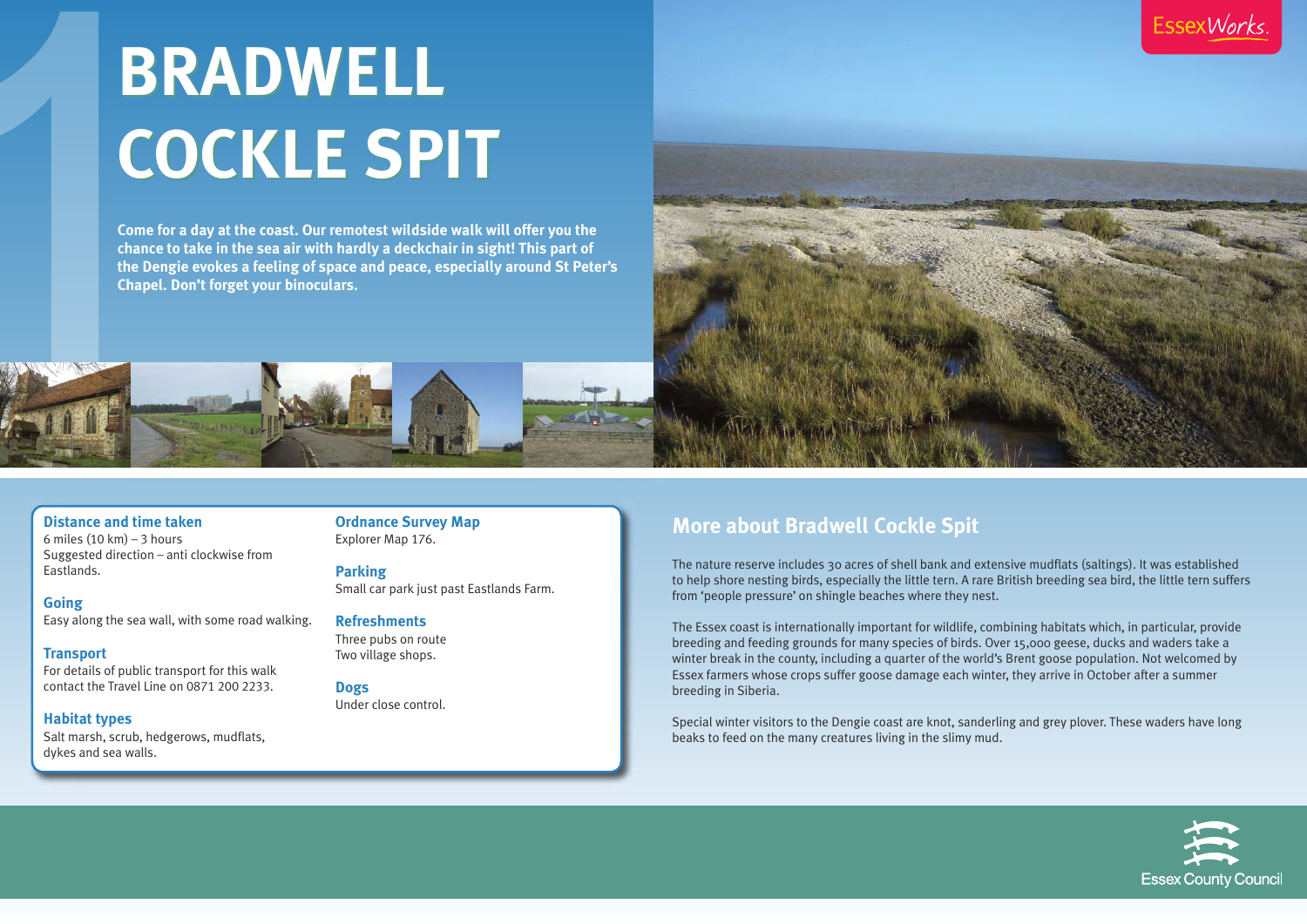# BRADWELL COCKLE SPIT

**Come for a day at the coast. Our remotest wildside walk will offer you the chance to take in the sea air with hardly a deckchair in sight! This part of the Dengie evokes a feeling of space and peace, especially around St Peter's Chapel. Don't forget your binoculars.**

### Distance and time taken

6 miles (10 km) – 3 hours
Suggested direction – anti clockwise from Eastlands.

### Going

Easy along the sea wall, with some road walking.

### Transport

For details of public transport for this walk contact the Travel Line on 0871 200 2233.

### Habitat types

Salt marsh, scrub, hedgerows, mudflats, dykes and sea walls.

### Ordnance Survey Map

Explorer Map 176.

### Parking

Small car park just past Eastlands Farm.

### Refreshments

Three pubs on route
Two village shops.

### Dogs

Under close control.

## More about Bradwell Cockle Spit

The nature reserve includes 30 acres of shell bank and extensive mudflats (saltings). It was established to help shore nesting birds, especially the little tern. A rare British breeding sea bird, the little tern suffers from 'people pressure' on shingle beaches where they nest.

The Essex coast is internationally important for wildlife, combining habitats which, in particular, provide breeding and feeding grounds for many species of birds. Over 15,000 geese, ducks and waders take a winter break in the county, including a quarter of the world's Brent goose population. Not welcomed by Essex farmers whose crops suffer goose damage each winter, they arrive in October after a summer breeding in Siberia.

Special winter visitors to the Dengie coast are knot, sanderling and grey plover. These waders have long beaks to feed on the many creatures living in the slimy mud.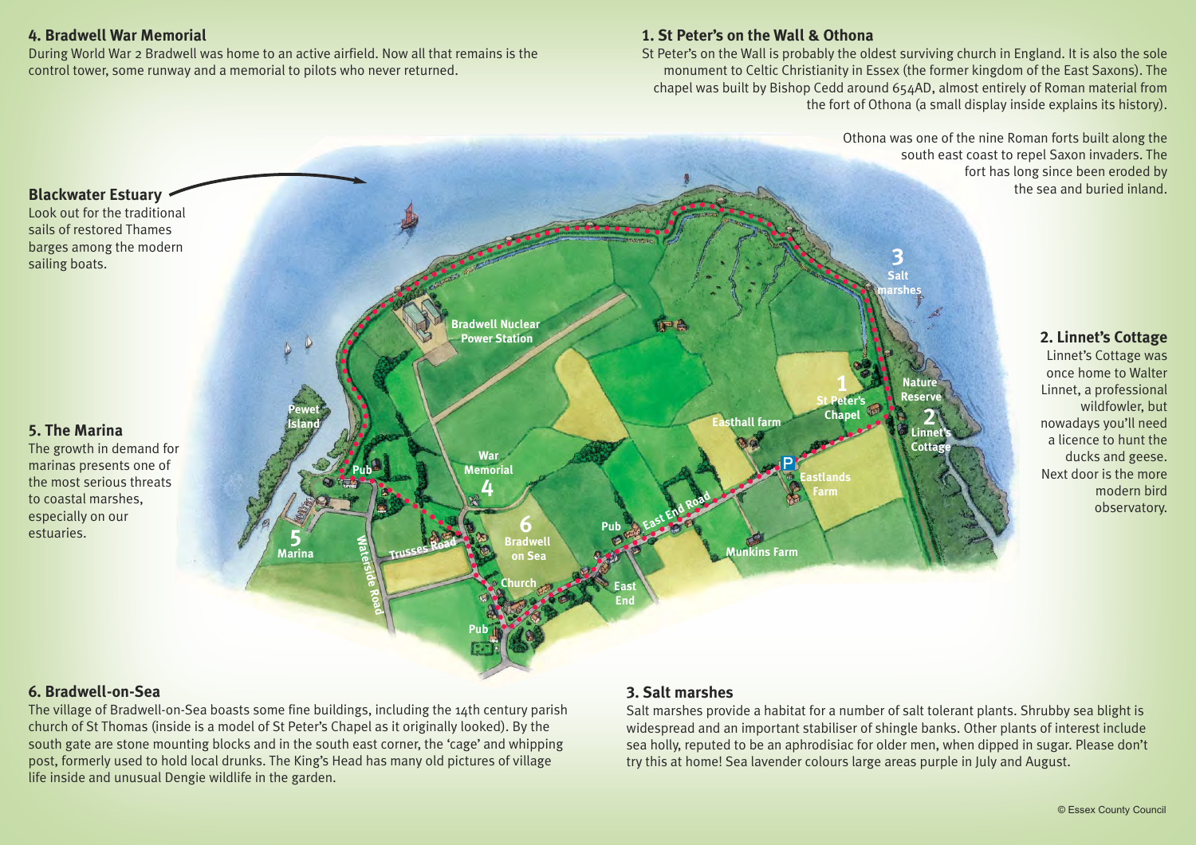## 4. Bradwell War Memorial

During World War 2 Bradwell was home to an active airfield. Now all that remains is the control tower, some runway and a memorial to pilots who never returned.

## 1. St Peter's on the Wall & Othona

St Peter's on the Wall is probably the oldest surviving church in England. It is also the sole monument to Celtic Christianity in Essex (the former kingdom of the East Saxons). The chapel was built by Bishop Cedd around 654AD, almost entirely of Roman material from the fort of Othona (a small display inside explains its history).

Othona was one of the nine Roman forts built along the south east coast to repel Saxon invaders. The fort has long since been eroded by the sea and buried inland.

## Blackwater Estuary

Look out for the traditional sails of restored Thames barges among the modern sailing boats.

Bradwell Nuclear Power Station

3 Salt marshes

Pewet Island

Nature Reserve

1 St Peter's Chapel

2 Linnet's Cottage

Easthall farm

War Memorial 4

Eastlands Farm

Pub

6 Bradwell on Sea

Pub

East End Road

Munkins Farm

5 Marina

Trusses Road

Waterside Road

Church

East End

Pub

## 2. Linnet's Cottage

Linnet's Cottage was once home to Walter Linnet, a professional wildfowler, but nowadays you'll need a licence to hunt the ducks and geese. Next door is the more modern bird observatory.

## 5. The Marina

The growth in demand for marinas presents one of the most serious threats to coastal marshes, especially on our estuaries.

## 6. Bradwell-on-Sea

The village of Bradwell-on-Sea boasts some fine buildings, including the 14th century parish church of St Thomas (inside is a model of St Peter's Chapel as it originally looked). By the south gate are stone mounting blocks and in the south east corner, the 'cage' and whipping post, formerly used to hold local drunks. The King's Head has many old pictures of village life inside and unusual Dengie wildlife in the garden.

## 3. Salt marshes

Salt marshes provide a habitat for a number of salt tolerant plants. Shrubby sea blight is widespread and an important stabiliser of shingle banks. Other plants of interest include sea holly, reputed to be an aphrodisiac for older men, when dipped in sugar. Please don't try this at home! Sea lavender colours large areas purple in July and August.

© Essex County Council